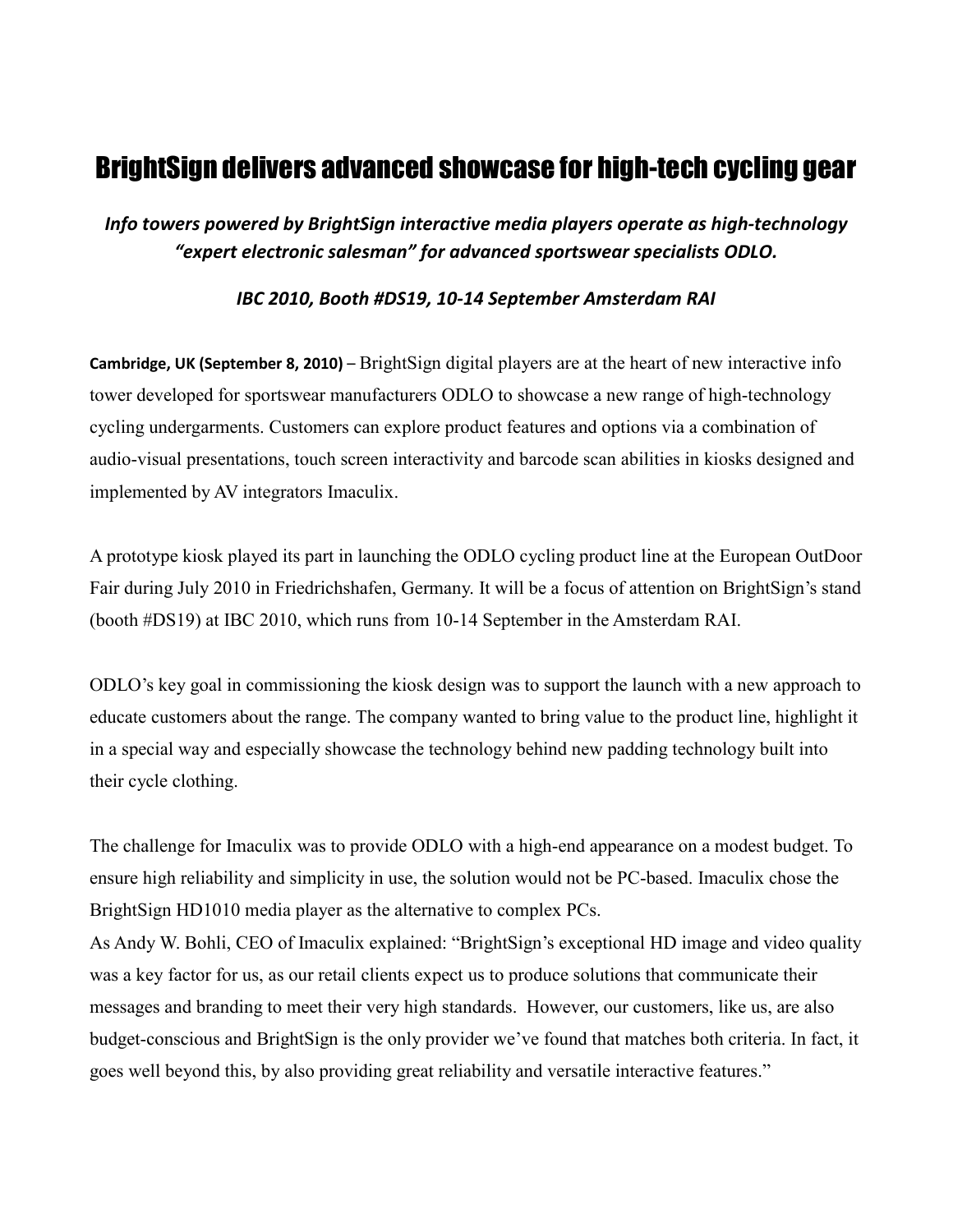# BrightSign delivers advanced showcase for high-tech cycling gear

***Info towers powered by BrightSign interactive media players operate as high-technology "expert electronic salesman" for advanced sportswear specialists ODLO.***

***IBC 2010, Booth #DS19, 10-14 September Amsterdam RAI***

**Cambridge, UK (September 8, 2010) –** BrightSign digital players are at the heart of new interactive info tower developed for sportswear manufacturers ODLO to showcase a new range of high-technology cycling undergarments. Customers can explore product features and options via a combination of audio-visual presentations, touch screen interactivity and barcode scan abilities in kiosks designed and implemented by AV integrators Imaculix.

A prototype kiosk played its part in launching the ODLO cycling product line at the European OutDoor Fair during July 2010 in Friedrichshafen, Germany. It will be a focus of attention on BrightSign's stand (booth #DS19) at IBC 2010, which runs from 10-14 September in the Amsterdam RAI.

ODLO's key goal in commissioning the kiosk design was to support the launch with a new approach to educate customers about the range. The company wanted to bring value to the product line, highlight it in a special way and especially showcase the technology behind new padding technology built into their cycle clothing.

The challenge for Imaculix was to provide ODLO with a high-end appearance on a modest budget. To ensure high reliability and simplicity in use, the solution would not be PC-based. Imaculix chose the BrightSign HD1010 media player as the alternative to complex PCs.
As Andy W. Bohli, CEO of Imaculix explained: "BrightSign's exceptional HD image and video quality was a key factor for us, as our retail clients expect us to produce solutions that communicate their messages and branding to meet their very high standards. However, our customers, like us, are also budget-conscious and BrightSign is the only provider we've found that matches both criteria. In fact, it goes well beyond this, by also providing great reliability and versatile interactive features."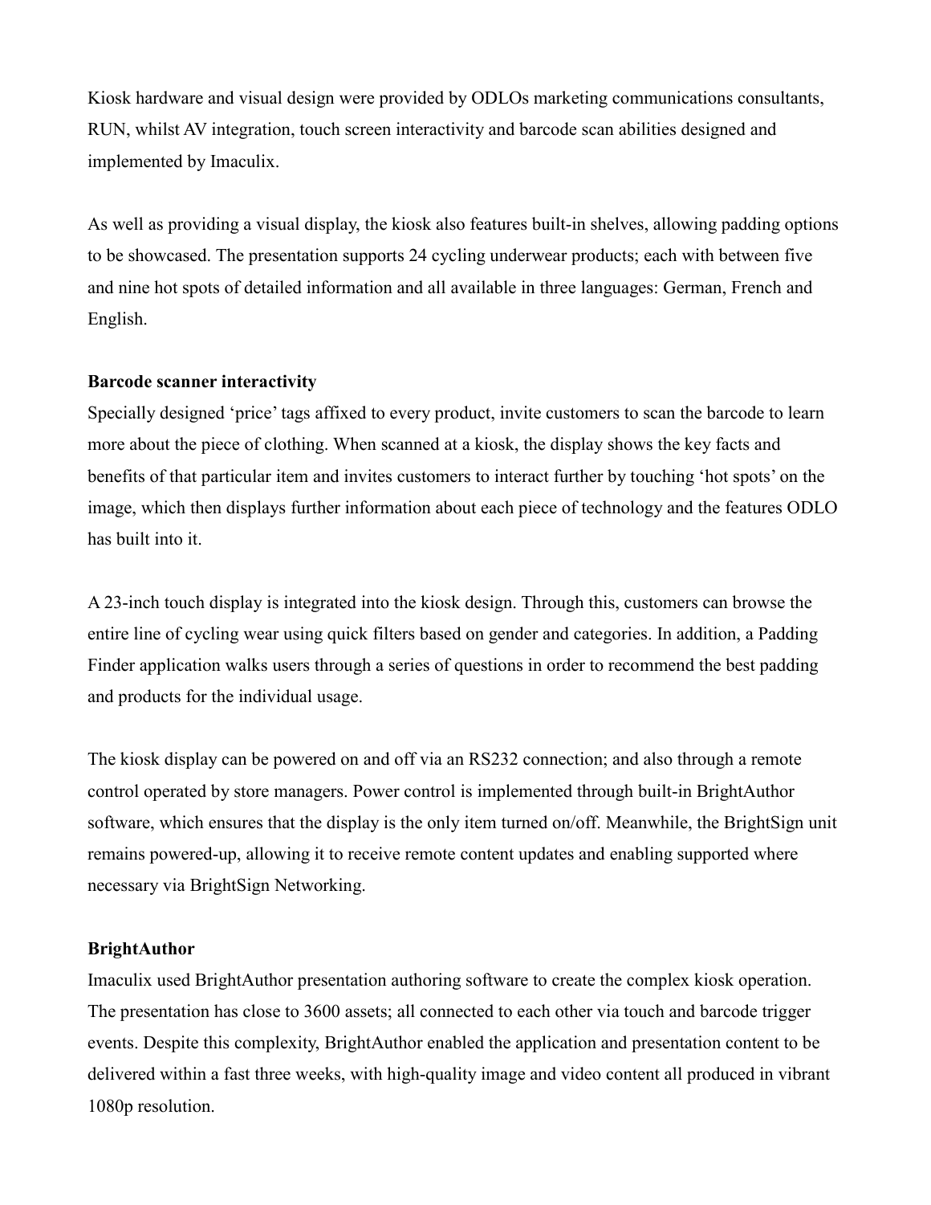Kiosk hardware and visual design were provided by ODLOs marketing communications consultants, RUN, whilst AV integration, touch screen interactivity and barcode scan abilities designed and implemented by Imaculix.

As well as providing a visual display, the kiosk also features built-in shelves, allowing padding options to be showcased. The presentation supports 24 cycling underwear products; each with between five and nine hot spots of detailed information and all available in three languages: German, French and English.

**Barcode scanner interactivity**

Specially designed 'price' tags affixed to every product, invite customers to scan the barcode to learn more about the piece of clothing. When scanned at a kiosk, the display shows the key facts and benefits of that particular item and invites customers to interact further by touching 'hot spots' on the image, which then displays further information about each piece of technology and the features ODLO has built into it.

A 23-inch touch display is integrated into the kiosk design. Through this, customers can browse the entire line of cycling wear using quick filters based on gender and categories. In addition, a Padding Finder application walks users through a series of questions in order to recommend the best padding and products for the individual usage.

The kiosk display can be powered on and off via an RS232 connection; and also through a remote control operated by store managers. Power control is implemented through built-in BrightAuthor software, which ensures that the display is the only item turned on/off. Meanwhile, the BrightSign unit remains powered-up, allowing it to receive remote content updates and enabling supported where necessary via BrightSign Networking.

**BrightAuthor**

Imaculix used BrightAuthor presentation authoring software to create the complex kiosk operation. The presentation has close to 3600 assets; all connected to each other via touch and barcode trigger events. Despite this complexity, BrightAuthor enabled the application and presentation content to be delivered within a fast three weeks, with high-quality image and video content all produced in vibrant 1080p resolution.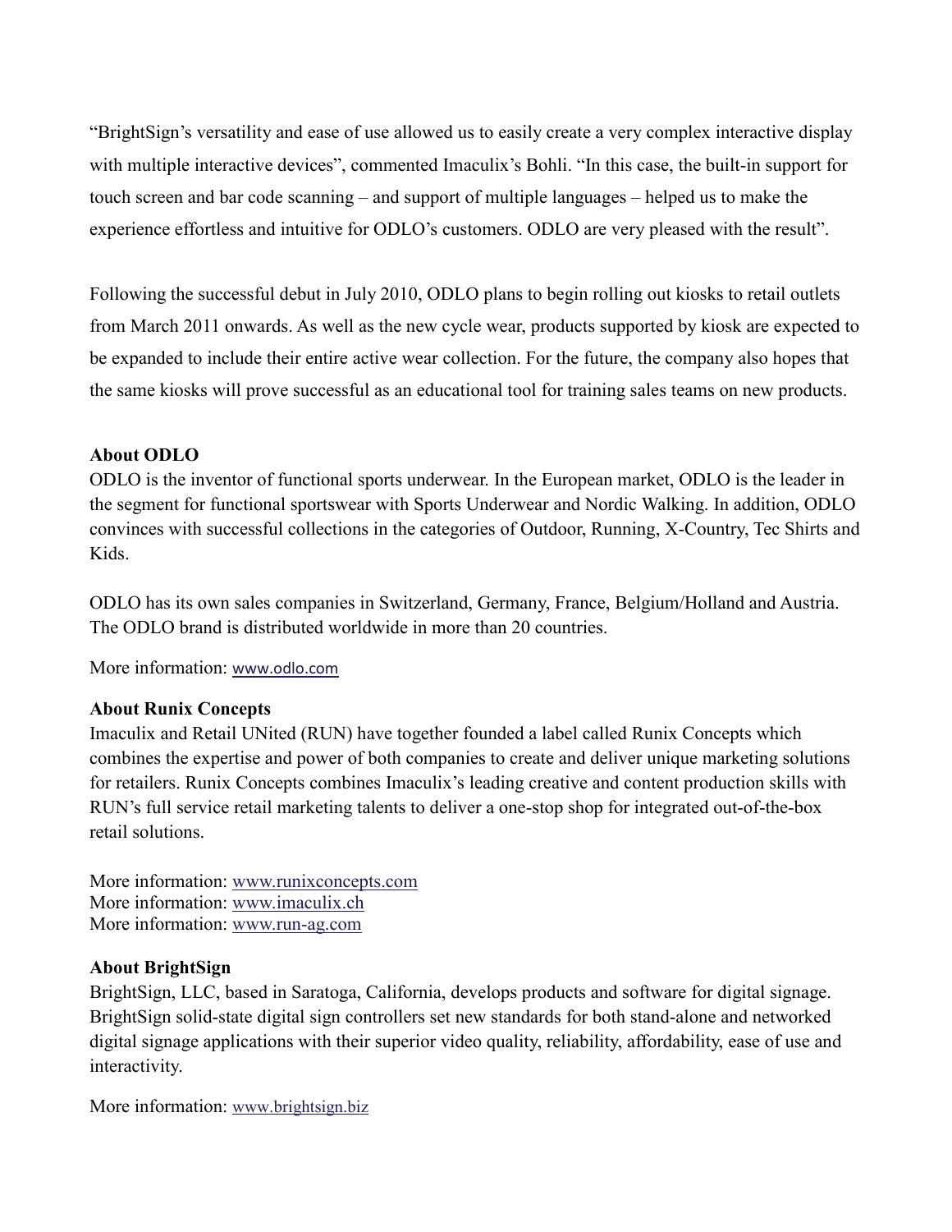“BrightSign’s versatility and ease of use allowed us to easily create a very complex interactive display with multiple interactive devices”, commented Imaculix’s Bohli. “In this case, the built-in support for touch screen and bar code scanning – and support of multiple languages – helped us to make the experience effortless and intuitive for ODLO’s customers. ODLO are very pleased with the result”.

Following the successful debut in July 2010, ODLO plans to begin rolling out kiosks to retail outlets from March 2011 onwards. As well as the new cycle wear, products supported by kiosk are expected to be expanded to include their entire active wear collection. For the future, the company also hopes that the same kiosks will prove successful as an educational tool for training sales teams on new products.

**About ODLO**
ODLO is the inventor of functional sports underwear. In the European market, ODLO is the leader in the segment for functional sportswear with Sports Underwear and Nordic Walking. In addition, ODLO convinces with successful collections in the categories of Outdoor, Running, X-Country, Tec Shirts and Kids.

ODLO has its own sales companies in Switzerland, Germany, France, Belgium/Holland and Austria. The ODLO brand is distributed worldwide in more than 20 countries.

More information: www.odlo.com

**About Runix Concepts**
Imaculix and Retail UNited (RUN) have together founded a label called Runix Concepts which combines the expertise and power of both companies to create and deliver unique marketing solutions for retailers. Runix Concepts combines Imaculix’s leading creative and content production skills with RUN’s full service retail marketing talents to deliver a one-stop shop for integrated out-of-the-box retail solutions.

More information: www.runixconcepts.com
More information: www.imaculix.ch
More information: www.run-ag.com

**About BrightSign**
BrightSign, LLC, based in Saratoga, California, develops products and software for digital signage. BrightSign solid-state digital sign controllers set new standards for both stand-alone and networked digital signage applications with their superior video quality, reliability, affordability, ease of use and interactivity.

More information: www.brightsign.biz